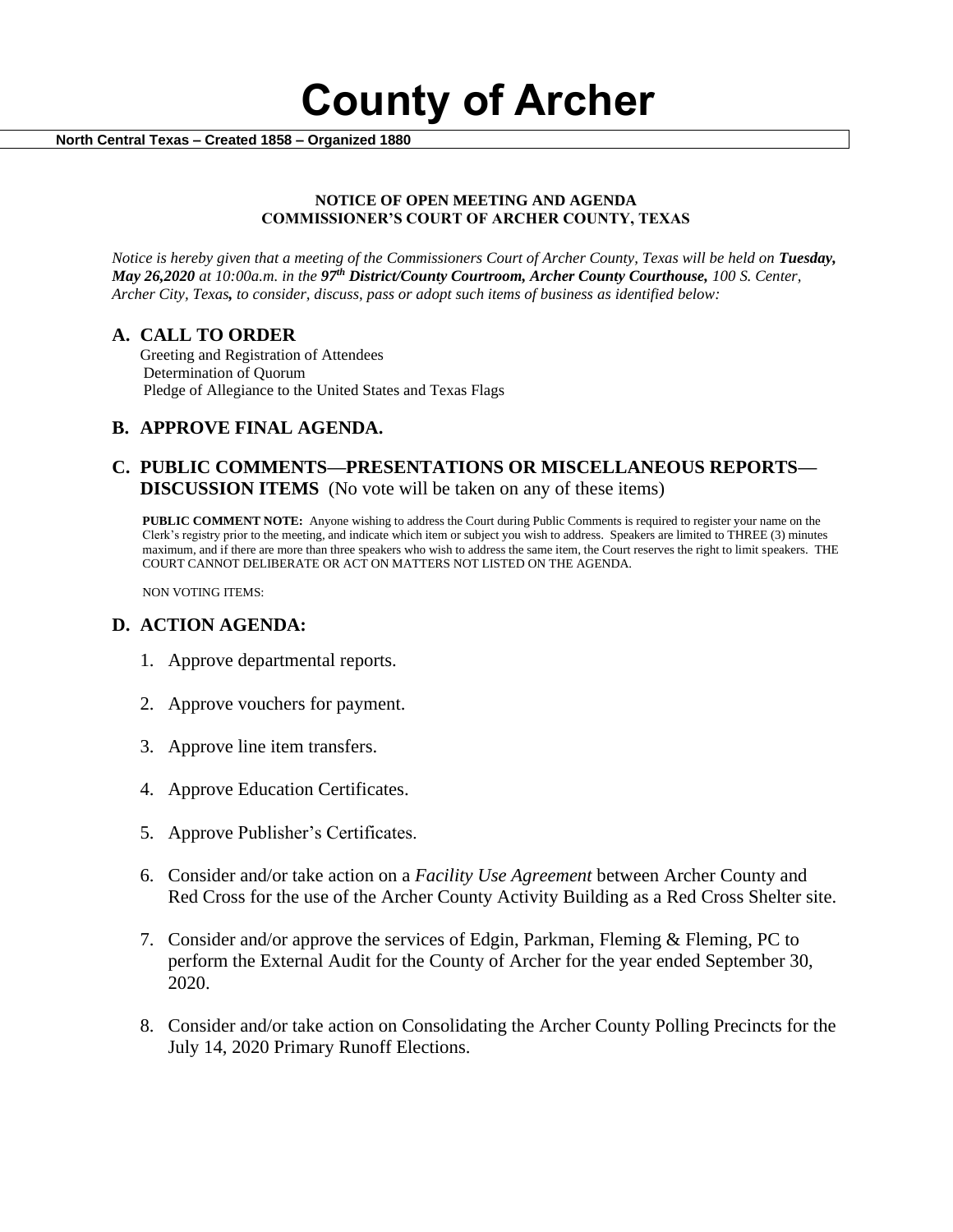# County of Archer

**North Central Texas – Created 1858 – Organized 1880**

**NOTICE OF OPEN MEETING AND AGENDA**
**COMMISSIONER'S COURT OF ARCHER COUNTY, TEXAS**

*Notice is hereby given that a meeting of the Commissioners Court of Archer County, Texas will be held on **Tuesday, May 26,2020** at 10:00a.m. in the **97th District/County Courtroom, Archer County Courthouse,** 100 S. Center, Archer City, Texas, to consider, discuss, pass or adopt such items of business as identified below:*

## A. CALL TO ORDER

Greeting and Registration of Attendees
Determination of Quorum
Pledge of Allegiance to the United States and Texas Flags

## B. APPROVE FINAL AGENDA.

## C. PUBLIC COMMENTS—PRESENTATIONS OR MISCELLANEOUS REPORTS—DISCUSSION ITEMS (No vote will be taken on any of these items)

**PUBLIC COMMENT NOTE:** Anyone wishing to address the Court during Public Comments is required to register your name on the Clerk's registry prior to the meeting, and indicate which item or subject you wish to address. Speakers are limited to THREE (3) minutes maximum, and if there are more than three speakers who wish to address the same item, the Court reserves the right to limit speakers. THE COURT CANNOT DELIBERATE OR ACT ON MATTERS NOT LISTED ON THE AGENDA.

NON VOTING ITEMS:

## D. ACTION AGENDA:

1. Approve departmental reports.
2. Approve vouchers for payment.
3. Approve line item transfers.
4. Approve Education Certificates.
5. Approve Publisher's Certificates.
6. Consider and/or take action on a *Facility Use Agreement* between Archer County and Red Cross for the use of the Archer County Activity Building as a Red Cross Shelter site.
7. Consider and/or approve the services of Edgin, Parkman, Fleming & Fleming, PC to perform the External Audit for the County of Archer for the year ended September 30, 2020.
8. Consider and/or take action on Consolidating the Archer County Polling Precincts for the July 14, 2020 Primary Runoff Elections.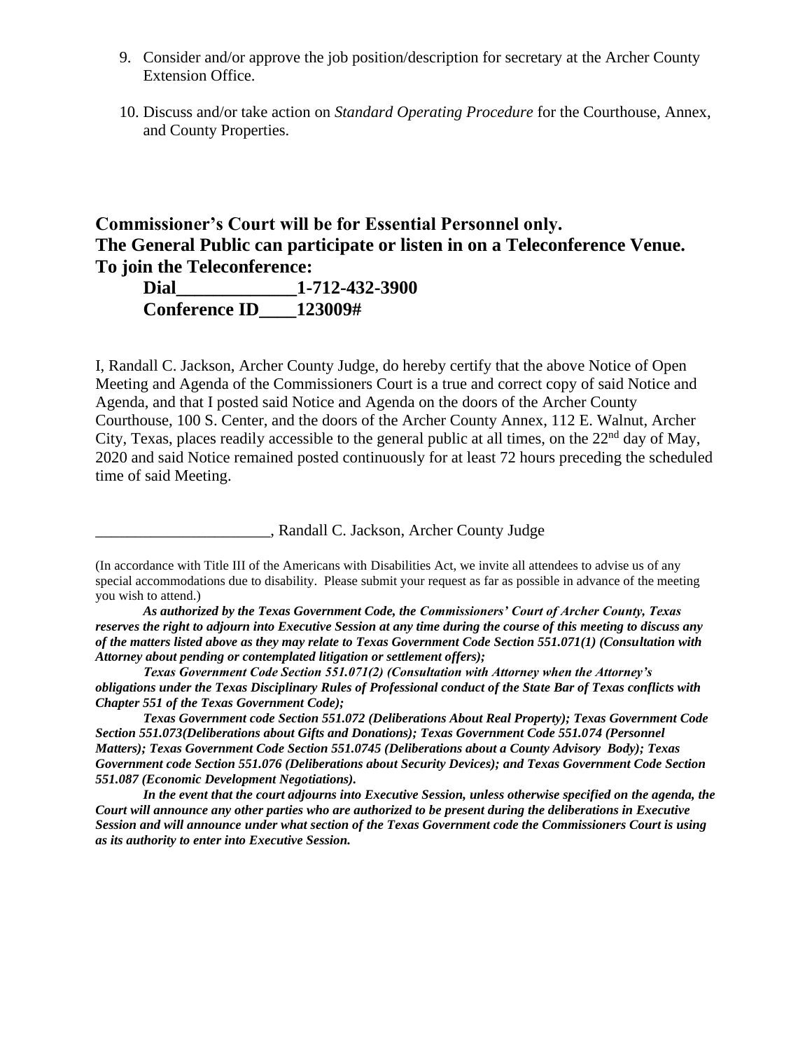9. Consider and/or approve the job position/description for secretary at the Archer County Extension Office.

10. Discuss and/or take action on *Standard Operating Procedure* for the Courthouse, Annex, and County Properties.

**Commissioner's Court will be for Essential Personnel only.**
**The General Public can participate or listen in on a Teleconference Venue.**
**To join the Teleconference:**

**Dial_____________1-712-432-3900**
**Conference ID____123009#**

I, Randall C. Jackson, Archer County Judge, do hereby certify that the above Notice of Open Meeting and Agenda of the Commissioners Court is a true and correct copy of said Notice and Agenda, and that I posted said Notice and Agenda on the doors of the Archer County Courthouse, 100 S. Center, and the doors of the Archer County Annex, 112 E. Walnut, Archer City, Texas, places readily accessible to the general public at all times, on the 22nd day of May, 2020 and said Notice remained posted continuously for at least 72 hours preceding the scheduled time of said Meeting.

______________________, Randall C. Jackson, Archer County Judge

(In accordance with Title III of the Americans with Disabilities Act, we invite all attendees to advise us of any special accommodations due to disability. Please submit your request as far as possible in advance of the meeting you wish to attend.)

***As authorized by the Texas Government Code, the Commissioners' Court of Archer County, Texas reserves the right to adjourn into Executive Session at any time during the course of this meeting to discuss any of the matters listed above as they may relate to Texas Government Code Section 551.071(1) (Consultation with Attorney about pending or contemplated litigation or settlement offers);***

***Texas Government Code Section 551.071(2) (Consultation with Attorney when the Attorney's obligations under the Texas Disciplinary Rules of Professional conduct of the State Bar of Texas conflicts with Chapter 551 of the Texas Government Code);***

***Texas Government code Section 551.072 (Deliberations About Real Property); Texas Government Code Section 551.073(Deliberations about Gifts and Donations); Texas Government Code 551.074 (Personnel Matters); Texas Government Code Section 551.0745 (Deliberations about a County Advisory Body); Texas Government code Section 551.076 (Deliberations about Security Devices); and Texas Government Code Section 551.087 (Economic Development Negotiations).***

***In the event that the court adjourns into Executive Session, unless otherwise specified on the agenda, the Court will announce any other parties who are authorized to be present during the deliberations in Executive Session and will announce under what section of the Texas Government code the Commissioners Court is using as its authority to enter into Executive Session.***